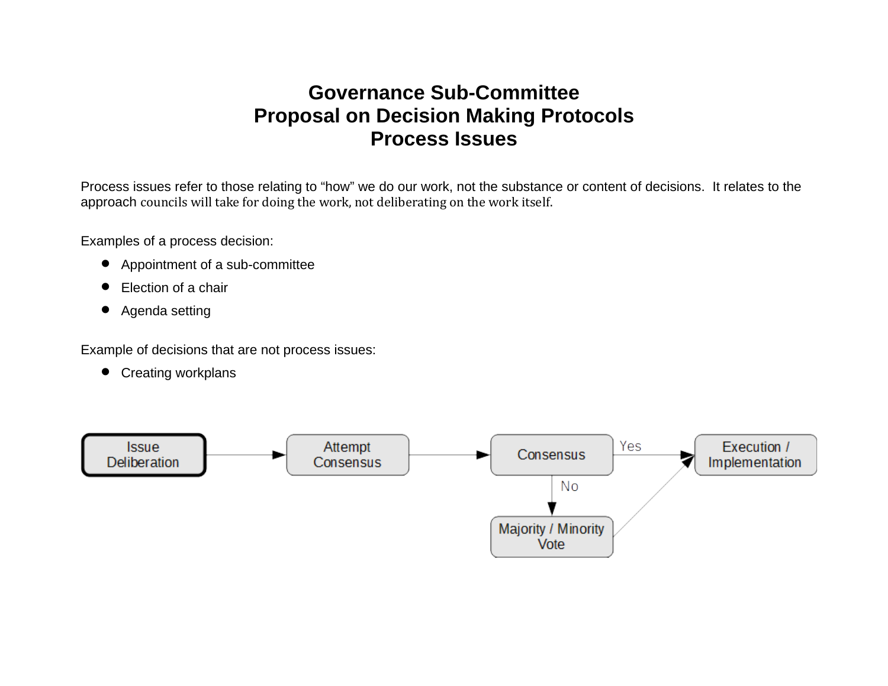# Governance Sub-Committee
# Proposal on Decision Making Protocols
# Process Issues

Process issues refer to those relating to "how" we do our work, not the substance or content of decisions. It relates to the approach councils will take for doing the work, not deliberating on the work itself.

Examples of a process decision:

- Appointment of a sub-committee
- Election of a chair
- Agenda setting

Example of decisions that are not process issues:

- Creating workplans

Issue Deliberation → Attempt Consensus → Consensus → (Yes) → Execution / Implementation

Consensus → (No) → Majority / Minority Vote → Execution / Implementation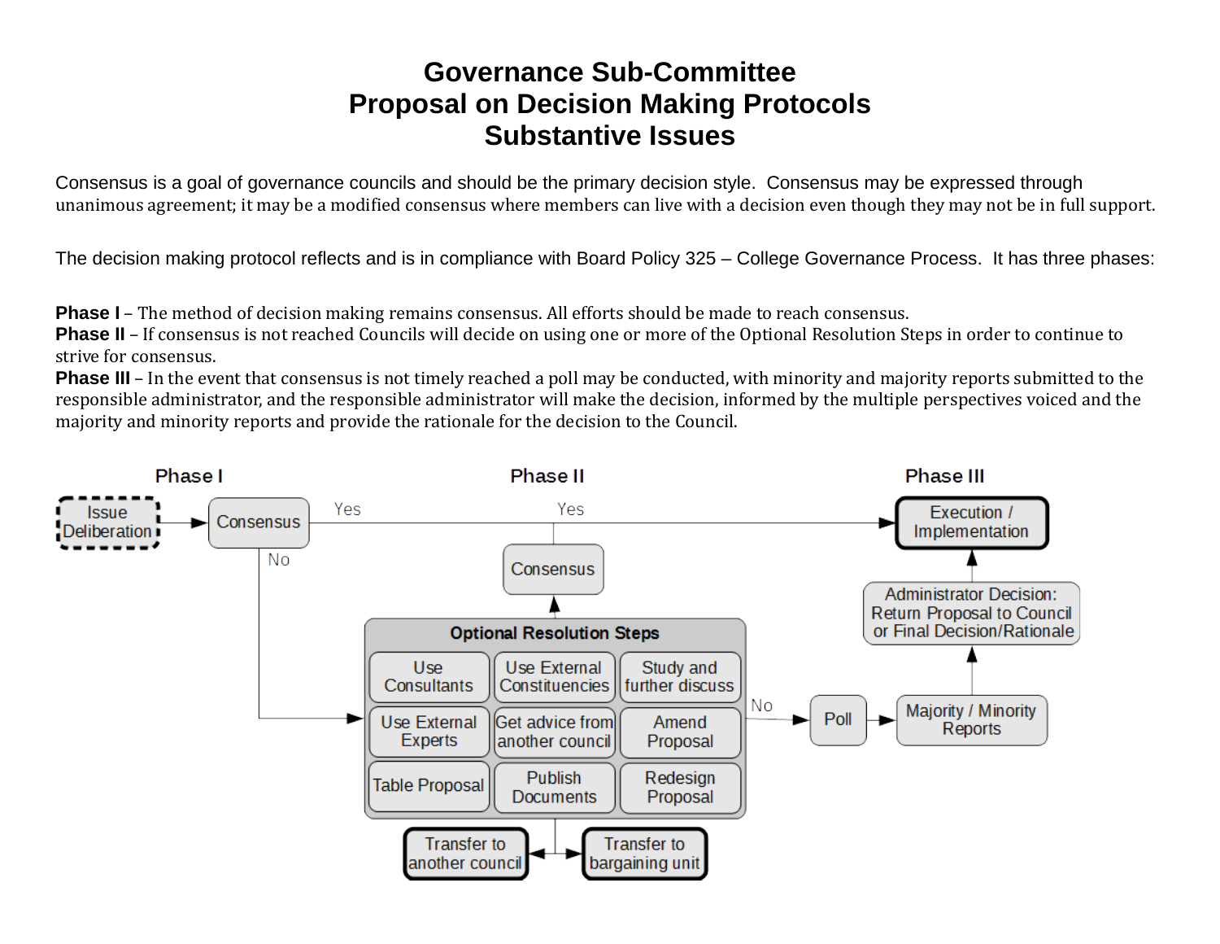# Governance Sub-Committee
# Proposal on Decision Making Protocols
# Substantive Issues

Consensus is a goal of governance councils and should be the primary decision style. Consensus may be expressed through unanimous agreement; it may be a modified consensus where members can live with a decision even though they may not be in full support.

The decision making protocol reflects and is in compliance with Board Policy 325 – College Governance Process. It has three phases:

**Phase I** – The method of decision making remains consensus. All efforts should be made to reach consensus.
**Phase II** – If consensus is not reached Councils will decide on using one or more of the Optional Resolution Steps in order to continue to strive for consensus.
**Phase III** – In the event that consensus is not timely reached a poll may be conducted, with minority and majority reports submitted to the responsible administrator, and the responsible administrator will make the decision, informed by the multiple perspectives voiced and the majority and minority reports and provide the rationale for the decision to the Council.

Phase I

Phase II

Phase III

Issue Deliberation

Consensus

Yes

Yes

No

Execution / Implementation

Consensus

Administrator Decision: Return Proposal to Council or Final Decision/Rationale

Optional Resolution Steps

Use Consultants

Use External Constituencies

Study and further discuss

Use External Experts

Get advice from another council

Amend Proposal

Table Proposal

Publish Documents

Redesign Proposal

No

Poll

Majority / Minority Reports

Transfer to another council

Transfer to bargaining unit